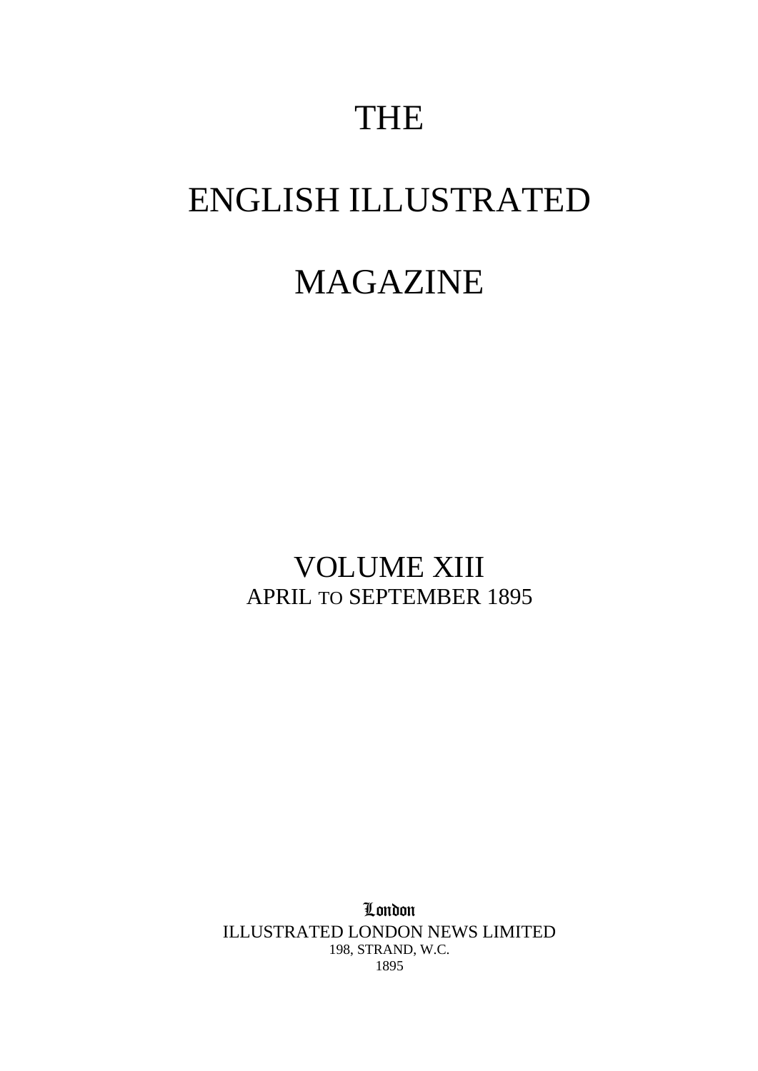# THE

# ENGLISH ILLUSTRATED

# MAGAZINE

## VOLUME XIII

APRIL TO SEPTEMBER 1895

London

ILLUSTRATED LONDON NEWS LIMITED

198, STRAND, W.C.

1895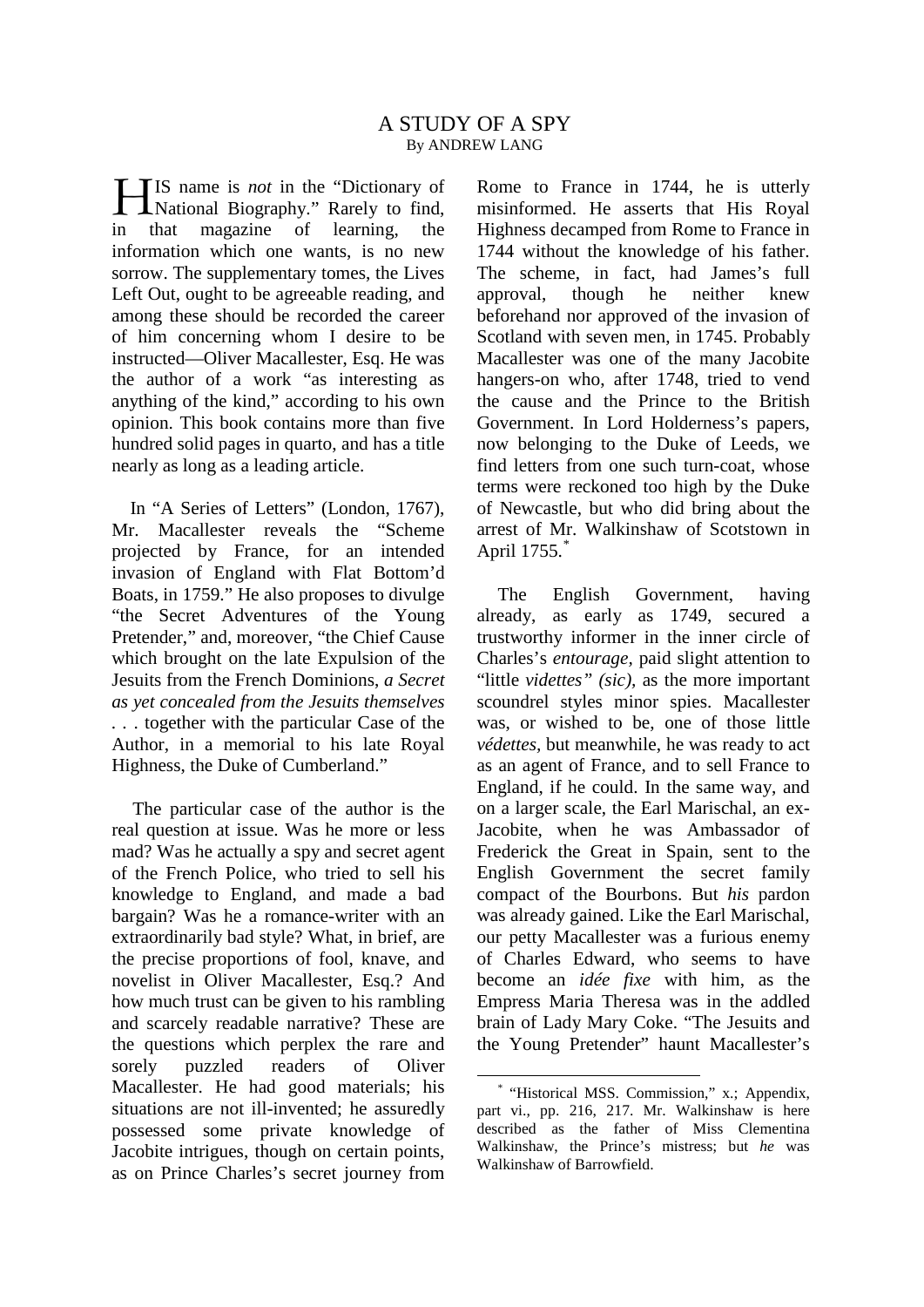# A STUDY OF A SPY

By ANDREW LANG

HIS name is *not* in the "Dictionary of National Biography." Rarely to find, in that magazine of learning, the information which one wants, is no new sorrow. The supplementary tomes, the Lives Left Out, ought to be agreeable reading, and among these should be recorded the career of him concerning whom I desire to be instructed—Oliver Macallester, Esq. He was the author of a work "as interesting as anything of the kind," according to his own opinion. This book contains more than five hundred solid pages in quarto, and has a title nearly as long as a leading article.

In "A Series of Letters" (London, 1767), Mr. Macallester reveals the "Scheme projected by France, for an intended invasion of England with Flat Bottom'd Boats, in 1759." He also proposes to divulge "the Secret Adventures of the Young Pretender," and, moreover, "the Chief Cause which brought on the late Expulsion of the Jesuits from the French Dominions, *a Secret as yet concealed from the Jesuits themselves* . . . together with the particular Case of the Author, in a memorial to his late Royal Highness, the Duke of Cumberland."

The particular case of the author is the real question at issue. Was he more or less mad? Was he actually a spy and secret agent of the French Police, who tried to sell his knowledge to England, and made a bad bargain? Was he a romance-writer with an extraordinarily bad style? What, in brief, are the precise proportions of fool, knave, and novelist in Oliver Macallester, Esq.? And how much trust can be given to his rambling and scarcely readable narrative? These are the questions which perplex the rare and sorely puzzled readers of Oliver Macallester. He had good materials; his situations are not ill-invented; he assuredly possessed some private knowledge of Jacobite intrigues, though on certain points, as on Prince Charles's secret journey from Rome to France in 1744, he is utterly misinformed. He asserts that His Royal Highness decamped from Rome to France in 1744 without the knowledge of his father. The scheme, in fact, had James's full approval, though he neither knew beforehand nor approved of the invasion of Scotland with seven men, in 1745. Probably Macallester was one of the many Jacobite hangers-on who, after 1748, tried to vend the cause and the Prince to the British Government. In Lord Holderness's papers, now belonging to the Duke of Leeds, we find letters from one such turn-coat, whose terms were reckoned too high by the Duke of Newcastle, but who did bring about the arrest of Mr. Walkinshaw of Scotstown in April 1755.[*]

The English Government, having already, as early as 1749, secured a trustworthy informer in the inner circle of Charles's *entourage,* paid slight attention to "little *videttes" (sic)*, as the more important scoundrel styles minor spies. Macallester was, or wished to be, one of those little *védettes*, but meanwhile, he was ready to act as an agent of France, and to sell France to England, if he could. In the same way, and on a larger scale, the Earl Mariscbal, an ex-Jacobite, when he was Ambassador of Frederick the Great in Spain, sent to the English Government the secret family compact of the Bourbons. But *his* pardon was already gained. Like the Earl Marischal, our petty Macallester was a furious enemy of Charles Edward, who seems to have become an *idée fixe* with him, as the Empress Maria Theresa was in the addled brain of Lady Mary Coke. "The Jesuits and the Young Pretender" haunt Macallester's

[*] "Historical MSS. Commission," x.; Appendix, part vi., pp. 216, 217. Mr. Walkinshaw is here described as the father of Miss Clementina Walkinshaw, the Prince's mistress; but *he* was Walkinshaw of Barrowfield.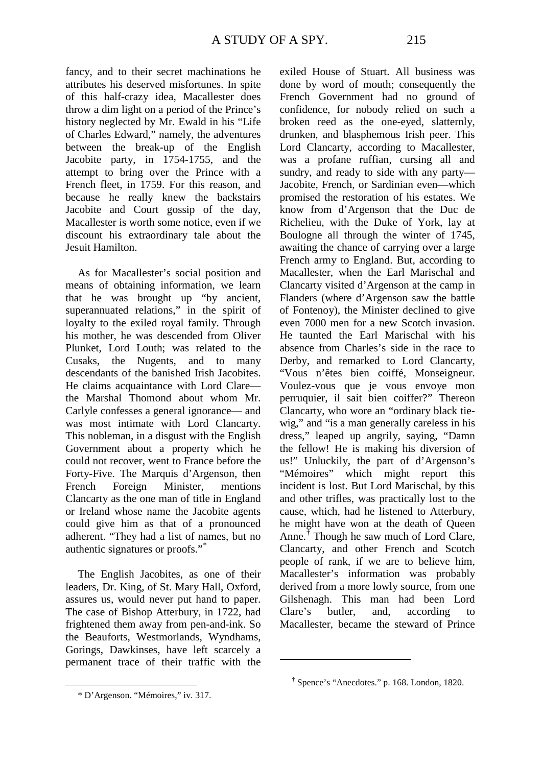fancy, and to their secret machinations he attributes his deserved misfortunes. In spite of this half-crazy idea, Macallester does throw a dim light on a period of the Prince's history neglected by Mr. Ewald in his "Life of Charles Edward," namely, the adventures between the break-up of the English Jacobite party, in 1754-1755, and the attempt to bring over the Prince with a French fleet, in 1759. For this reason, and because he really knew the backstairs Jacobite and Court gossip of the day, Macallester is worth some notice, even if we discount his extraordinary tale about the Jesuit Hamilton.

As for Macallester's social position and means of obtaining information, we learn that he was brought up "by ancient, superannuated relations," in the spirit of loyalty to the exiled royal family. Through his mother, he was descended from Oliver Plunket, Lord Louth; was related to the Cusaks, the Nugents, and to many descendants of the banished Irish Jacobites. He claims acquaintance with Lord Clare— the Marshal Thomond about whom Mr. Carlyle confesses a general ignorance— and was most intimate with Lord Clancarty. This nobleman, in a disgust with the English Government about a property which he could not recover, went to France before the Forty-Five. The Marquis d'Argenson, then French Foreign Minister, mentions Clancarty as the one man of title in England or Ireland whose name the Jacobite agents could give him as that of a pronounced adherent. "They had a list of names, but no authentic signatures or proofs."[*]

The English Jacobites, as one of their leaders, Dr. King, of St. Mary Hall, Oxford, assures us, would never put hand to paper. The case of Bishop Atterbury, in 1722, had frightened them away from pen-and-ink. So the Beauforts, Westmorlands, Wyndhams, Gorings, Dawkinses, have left scarcely a permanent trace of their traffic with the exiled House of Stuart. All business was done by word of mouth; consequently the French Government had no ground of confidence, for nobody relied on such a broken reed as the one-eyed, slatternly, drunken, and blasphemous Irish peer. This Lord Clancarty, according to Macallester, was a profane ruffian, cursing all and sundry, and ready to side with any party— Jacobite, French, or Sardinian even—which promised the restoration of his estates. We know from d'Argenson that the Duc de Richelieu, with the Duke of York, lay at Boulogne all through the winter of 1745, awaiting the chance of carrying over a large French army to England. But, according to Macallester, when the Earl Marischal and Clancarty visited d'Argenson at the camp in Flanders (where d'Argenson saw the battle of Fontenoy), the Minister declined to give even 7000 men for a new Scotch invasion. He taunted the Earl Marischal with his absence from Charles's side in the race to Derby, and remarked to Lord Clancarty, "Vous n'êtes bien coiffé, Monseigneur. Voulez-vous que je vous envoye mon perruquier, il sait bien coiffer?" Thereon Clancarty, who wore an "ordinary black tie-wig," and "is a man generally careless in his dress," leaped up angrily, saying, "Damn the fellow! He is making his diversion of us!" Unluckily, the part of d'Argenson's "Mémoires" which might report this incident is lost. But Lord Marischal, by this and other trifles, was practically lost to the cause, which, had he listened to Atterbury, he might have won at the death of Queen Anne.[†] Though he saw much of Lord Clare, Clancarty, and other French and Scotch people of rank, if we are to believe him, Macallester's information was probably derived from a more lowly source, from one Gilshenagh. This man had been Lord Clare's butler, and, according to Macallester, became the steward of Prince

---

[*] D'Argenson. "Mémoires," iv. 317.

[†] Spence's "Anecdotes." p. 168. London, 1820.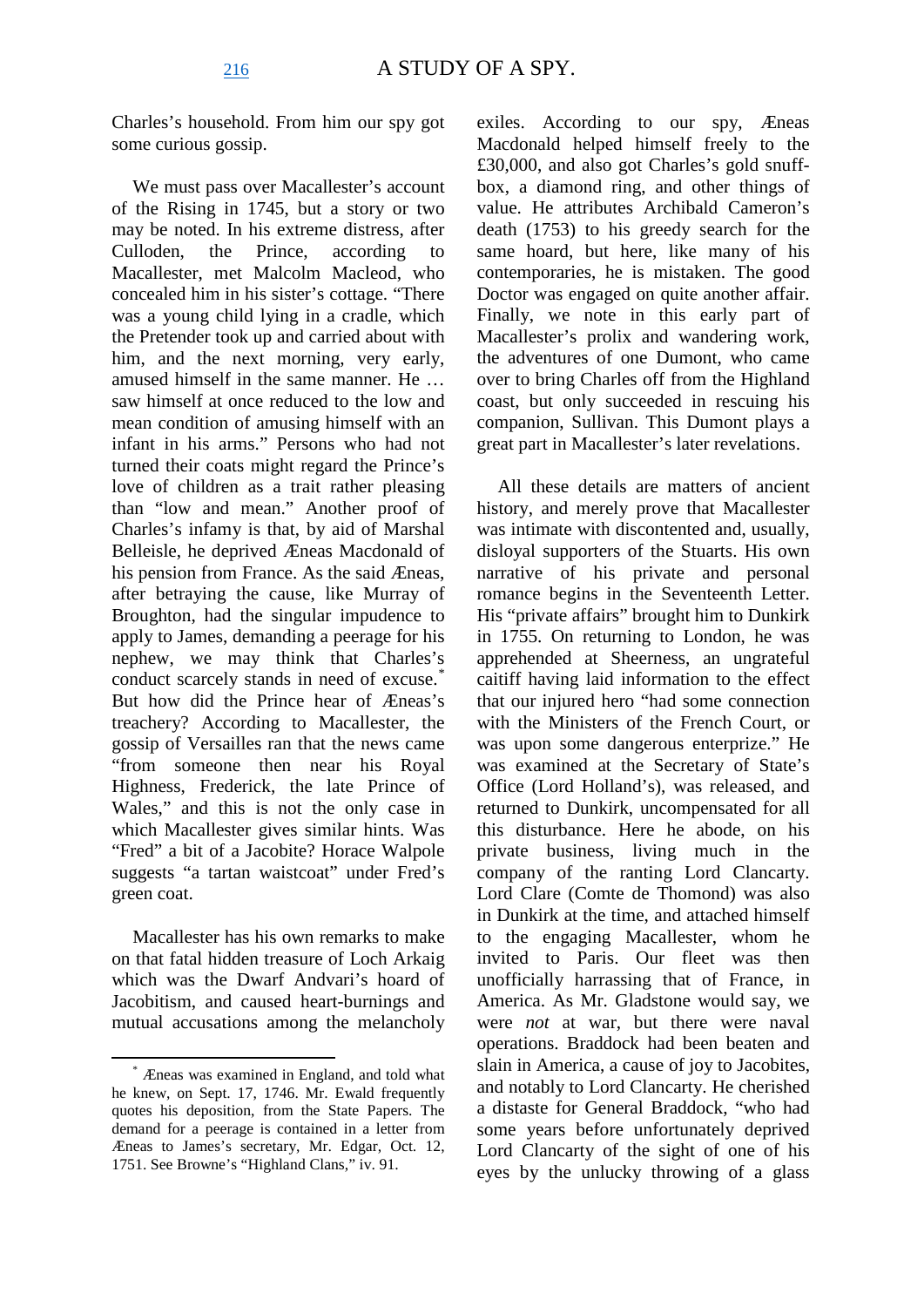Charles's household. From him our spy got some curious gossip.

We must pass over Macallester's account of the Rising in 1745, but a story or two may be noted. In his extreme distress, after Culloden, the Prince, according to Macallester, met Malcolm Macleod, who concealed him in his sister's cottage. "There was a young child lying in a cradle, which the Pretender took up and carried about with him, and the next morning, very early, amused himself in the same manner. He … saw himself at once reduced to the low and mean condition of amusing himself with an infant in his arms." Persons who had not turned their coats might regard the Prince's love of children as a trait rather pleasing than "low and mean." Another proof of Charles's infamy is that, by aid of Marshal Belleisle, he deprived Æneas Macdonald of his pension from France. As the said Æneas, after betraying the cause, like Murray of Broughton, had the singular impudence to apply to James, demanding a peerage for his nephew, we may think that Charles's conduct scarcely stands in need of excuse.[*] But how did the Prince hear of Æneas's treachery? According to Macallester, the gossip of Versailles ran that the news came "from someone then near his Royal Highness, Frederick, the late Prince of Wales," and this is not the only case in which Macallester gives similar hints. Was "Fred" a bit of a Jacobite? Horace Walpole suggests "a tartan waistcoat" under Fred's green coat.

Macallester has his own remarks to make on that fatal hidden treasure of Loch Arkaig which was the Dwarf Andvari's hoard of Jacobitism, and caused heart-burnings and mutual accusations among the melancholy exiles. According to our spy, Æneas Macdonald helped himself freely to the £30,000, and also got Charles's gold snuff-box, a diamond ring, and other things of value. He attributes Archibald Cameron's death (1753) to his greedy search for the same hoard, but here, like many of his contemporaries, he is mistaken. The good Doctor was engaged on quite another affair. Finally, we note in this early part of Macallester's prolix and wandering work, the adventures of one Dumont, who came over to bring Charles off from the Highland coast, but only succeeded in rescuing his companion, Sullivan. This Dumont plays a great part in Macallester's later revelations.

All these details are matters of ancient history, and merely prove that Macallester was intimate with discontented and, usually, disloyal supporters of the Stuarts. His own narrative of his private and personal romance begins in the Seventeenth Letter. His "private affairs" brought him to Dunkirk in 1755. On returning to London, he was apprehended at Sheerness, an ungrateful caitiff having laid information to the effect that our injured hero "had some connection with the Ministers of the French Court, or was upon some dangerous enterprize." He was examined at the Secretary of State's Office (Lord Holland's), was released, and returned to Dunkirk, uncompensated for all this disturbance. Here he abode, on his private business, living much in the company of the ranting Lord Clancarty. Lord Clare (Comte de Thomond) was also in Dunkirk at the time, and attached himself to the engaging Macallester, whom he invited to Paris. Our fleet was then unofficially harrassing that of France, in America. As Mr. Gladstone would say, we were *not* at war, but there were naval operations. Braddock had been beaten and slain in America, a cause of joy to Jacobites, and notably to Lord Clancarty. He cherished a distaste for General Braddock, "who had some years before unfortunately deprived Lord Clancarty of the sight of one of his eyes by the unlucky throwing of a glass

---

[*] Æneas was examined in England, and told what he knew, on Sept. 17, 1746. Mr. Ewald frequently quotes his deposition, from the State Papers. The demand for a peerage is contained in a letter from Æneas to James's secretary, Mr. Edgar, Oct. 12, 1751. See Browne's "Highland Clans," iv. 91.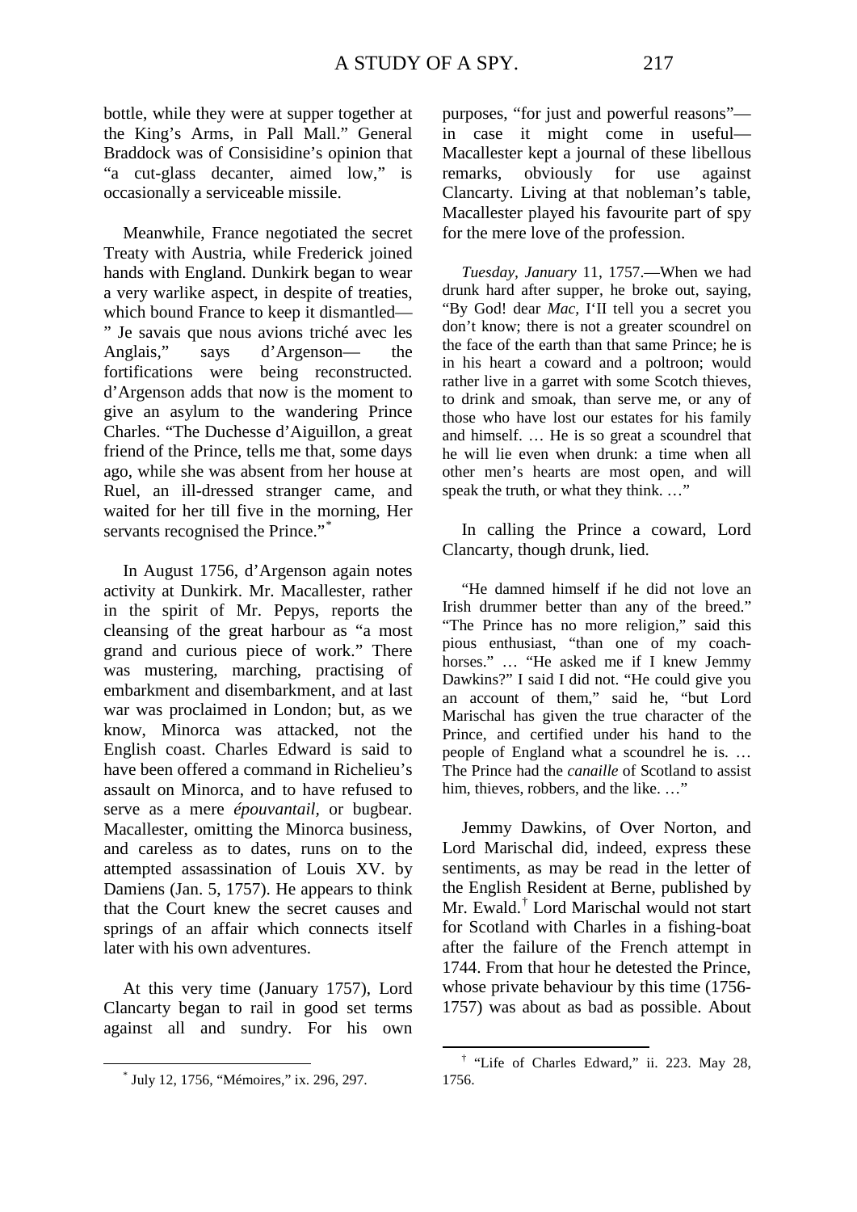bottle, while they were at supper together at the King's Arms, in Pall Mall." General Braddock was of Consisidine's opinion that "a cut-glass decanter, aimed low," is occasionally a serviceable missile.

Meanwhile, France negotiated the secret Treaty with Austria, while Frederick joined hands with England. Dunkirk began to wear a very warlike aspect, in despite of treaties, which bound France to keep it dismantled—" Je savais que nous avions triché avec les Anglais," says d'Argenson— the fortifications were being reconstructed. d'Argenson adds that now is the moment to give an asylum to the wandering Prince Charles. "The Duchesse d'Aiguillon, a great friend of the Prince, tells me that, some days ago, while she was absent from her house at Ruel, an ill-dressed stranger came, and waited for her till five in the morning, Her servants recognised the Prince."[*]

In August 1756, d'Argenson again notes activity at Dunkirk. Mr. Macallester, rather in the spirit of Mr. Pepys, reports the cleansing of the great harbour as "a most grand and curious piece of work." There was mustering, marching, practising of embarkment and disembarkment, and at last war was proclaimed in London; but, as we know, Minorca was attacked, not the English coast. Charles Edward is said to have been offered a command in Richelieu's assault on Minorca, and to have refused to serve as a mere *épouvantail*, or bugbear. Macallester, omitting the Minorca business, and careless as to dates, runs on to the attempted assassination of Louis XV. by Damiens (Jan. 5, 1757). He appears to think that the Court knew the secret causes and springs of an affair which connects itself later with his own adventures.

At this very time (January 1757), Lord Clancarty began to rail in good set terms against all and sundry. For his own purposes, "for just and powerful reasons"—in case it might come in useful—Macallester kept a journal of these libellous remarks, obviously for use against Clancarty. Living at that nobleman's table, Macallester played his favourite part of spy for the mere love of the profession.

> *Tuesday, January* 11, 1757.—When we had drunk hard after supper, he broke out, saying, "By God! dear *Mac*, I'll tell you a secret you don't know; there is not a greater scoundrel on the face of the earth than that same Prince; he is in his heart a coward and a poltroon; would rather live in a garret with some Scotch thieves, to drink and smoak, than serve me, or any of those who have lost our estates for his family and himself. … He is so great a scoundrel that he will lie even when drunk: a time when all other men's hearts are most open, and will speak the truth, or what they think. …"

In calling the Prince a coward, Lord Clancarty, though drunk, lied.

> "He damned himself if he did not love an Irish drummer better than any of the breed." "The Prince has no more religion," said this pious enthusiast, "than one of my coach-horses." … "He asked me if I knew Jemmy Dawkins?" I said I did not. "He could give you an account of them," said he, "but Lord Marischal has given the true character of the Prince, and certified under his hand to the people of England what a scoundrel he is. … The Prince had the *canaille* of Scotland to assist him, thieves, robbers, and the like. …"

Jemmy Dawkins, of Over Norton, and Lord Marischal did, indeed, express these sentiments, as may be read in the letter of the English Resident at Berne, published by Mr. Ewald.[†] Lord Marischal would not start for Scotland with Charles in a fishing-boat after the failure of the French attempt in 1744. From that hour he detested the Prince, whose private behaviour by this time (1756-1757) was about as bad as possible. About

[*] July 12, 1756, "Mémoires," ix. 296, 297.

[†] "Life of Charles Edward," ii. 223. May 28, 1756.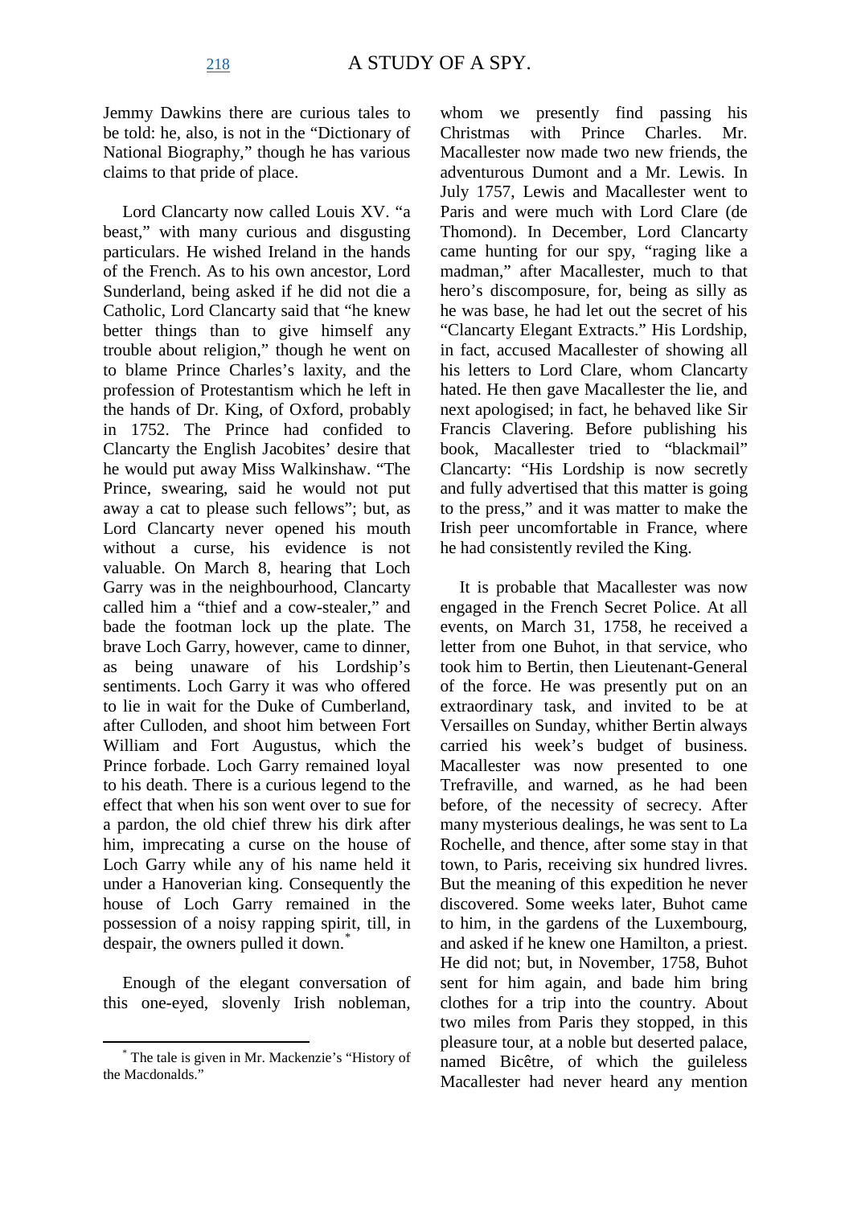Jemmy Dawkins there are curious tales to be told: he, also, is not in the "Dictionary of National Biography," though he has various claims to that pride of place.

Lord Clancarty now called Louis XV. "a beast," with many curious and disgusting particulars. He wished Ireland in the hands of the French. As to his own ancestor, Lord Sunderland, being asked if he did not die a Catholic, Lord Clancarty said that "he knew better things than to give himself any trouble about religion," though he went on to blame Prince Charles's laxity, and the profession of Protestantism which he left in the hands of Dr. King, of Oxford, probably in 1752. The Prince had confided to Clancarty the English Jacobites' desire that he would put away Miss Walkinshaw. "The Prince, swearing, said he would not put away a cat to please such fellows"; but, as Lord Clancarty never opened his mouth without a curse, his evidence is not valuable. On March 8, hearing that Loch Garry was in the neighbourhood, Clancarty called him a "thief and a cow-stealer," and bade the footman lock up the plate. The brave Loch Garry, however, came to dinner, as being unaware of his Lordship's sentiments. Loch Garry it was who offered to lie in wait for the Duke of Cumberland, after Culloden, and shoot him between Fort William and Fort Augustus, which the Prince forbade. Loch Garry remained loyal to his death. There is a curious legend to the effect that when his son went over to sue for a pardon, the old chief threw his dirk after him, imprecating a curse on the house of Loch Garry while any of his name held it under a Hanoverian king. Consequently the house of Loch Garry remained in the possession of a noisy rapping spirit, till, in despair, the owners pulled it down.*

Enough of the elegant conversation of this one-eyed, slovenly Irish nobleman, whom we presently find passing his Christmas with Prince Charles. Mr. Macallester now made two new friends, the adventurous Dumont and a Mr. Lewis. In July 1757, Lewis and Macallester went to Paris and were much with Lord Clare (de Thomond). In December, Lord Clancarty came hunting for our spy, "raging like a madman," after Macallester, much to that hero's discompousure, for, being as silly as he was base, he had let out the secret of his "Clancarty Elegant Extracts." His Lordship, in fact, accused Macallester of showing all his letters to Lord Clare, whom Clancarty hated. He then gave Macallester the lie, and next apologised; in fact, he behaved like Sir Francis Clavering. Before publishing his book, Macallester tried to "blackmail" Clancarty: "His Lordship is now secretly and fully advertised that this matter is going to the press," and it was matter to make the Irish peer uncomfortable in France, where he had consistently reviled the King.

It is probable that Macallester was now engaged in the French Secret Police. At all events, on March 31, 1758, he received a letter from one Buhot, in that service, who took him to Bertin, then Lieutenant-General of the force. He was presently put on an extraordinary task, and invited to be at Versailles on Sunday, whither Bertin always carried his week's budget of business. Macallester was now presented to one Trefraville, and warned, as he had been before, of the necessity of secrecy. After many mysterious dealings, he was sent to La Rochelle, and thence, after some stay in that town, to Paris, receiving six hundred livres. But the meaning of this expedition he never discovered. Some weeks later, Buhot came to him, in the gardens of the Luxembourg, and asked if he knew one Hamilton, a priest. He did not; but, in November, 1758, Buhot sent for him again, and bade him bring clothes for a trip into the country. About two miles from Paris they stopped, in this pleasure tour, at a noble but deserted palace, named Bicêtre, of which the guileless Macallester had never heard any mention

* The tale is given in Mr. Mackenzie's "History of the Macdonalds."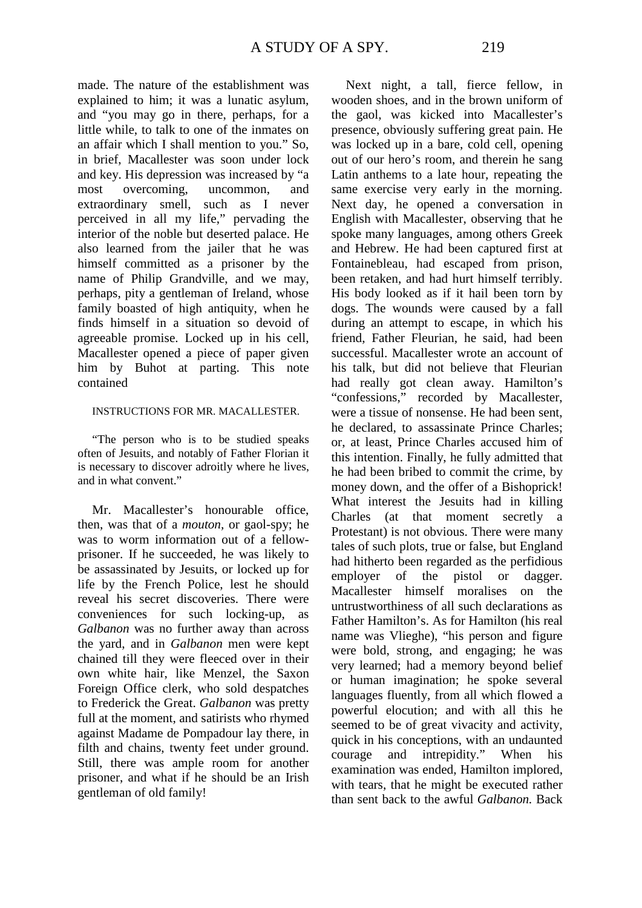made. The nature of the establishment was explained to him; it was a lunatic asylum, and "you may go in there, perhaps, for a little while, to talk to one of the inmates on an affair which I shall mention to you." So, in brief, Macallester was soon under lock and key. His depression was increased by "a most overcoming, uncommon, and extraordinary smell, such as I never perceived in all my life," pervading the interior of the noble but deserted palace. He also learned from the jailer that he was himself committed as a prisoner by the name of Philip Grandville, and we may, perhaps, pity a gentleman of Ireland, whose family boasted of high antiquity, when he finds himself in a situation so devoid of agreeable promise. Locked up in his cell, Macallester opened a piece of paper given him by Buhot at parting. This note contained

INSTRUCTIONS FOR MR. MACALLESTER.

"The person who is to be studied speaks often of Jesuits, and notably of Father Florian it is necessary to discover adroitly where he lives, and in what convent."

Mr. Macallester's honourable office, then, was that of a *mouton*, or gaol-spy; he was to worm information out of a fellow-prisoner. If he succeeded, he was likely to be assassinated by Jesuits, or locked up for life by the French Police, lest he should reveal his secret discoveries. There were conveniences for such locking-up, as *Galbanon* was no further away than across the yard, and in *Galbanon* men were kept chained till they were fleeced over in their own white hair, like Menzel, the Saxon Foreign Office clerk, who sold despatches to Frederick the Great. *Galbanon* was pretty full at the moment, and satirists who rhymed against Madame de Pompadour lay there, in filth and chains, twenty feet under ground. Still, there was ample room for another prisoner, and what if he should be an Irish gentleman of old family!

Next night, a tall, fierce fellow, in wooden shoes, and in the brown uniform of the gaol, was kicked into Macallester's presence, obviously suffering great pain. He was locked up in a bare, cold cell, opening out of our hero's room, and therein he sang Latin anthems to a late hour, repeating the same exercise very early in the morning. Next day, he opened a conversation in English with Macallester, observing that he spoke many languages, among others Greek and Hebrew. He had been captured first at Fontainebleau, had escaped from prison, been retaken, and had hurt himself terribly. His body looked as if it hail been torn by dogs. The wounds were caused by a fall during an attempt to escape, in which his friend, Father Fleurian, he said, had been successful. Macallester wrote an account of his talk, but did not believe that Fleurian had really got clean away. Hamilton's "confessions," recorded by Macallester, were a tissue of nonsense. He had been sent, he declared, to assassinate Prince Charles; or, at least, Prince Charles accused him of this intention. Finally, he fully admitted that he had been bribed to commit the crime, by money down, and the offer of a Bishoprick! What interest the Jesuits had in killing Charles (at that moment secretly a Protestant) is not obvious. There were many tales of such plots, true or false, but England had hitherto been regarded as the perfidious employer of the pistol or dagger. Macallester himself moralises on the untrustworthiness of all such declarations as Father Hamilton's. As for Hamilton (his real name was Vlieghe), "his person and figure were bold, strong, and engaging; he was very learned; had a memory beyond belief or human imagination; he spoke several languages fluently, from all which flowed a powerful elocution; and with all this he seemed to be of great vivacity and activity, quick in his conceptions, with an undaunted courage and intrepidity." When his examination was ended, Hamilton implored, with tears, that he might be executed rather than sent back to the awful *Galbanon.* Back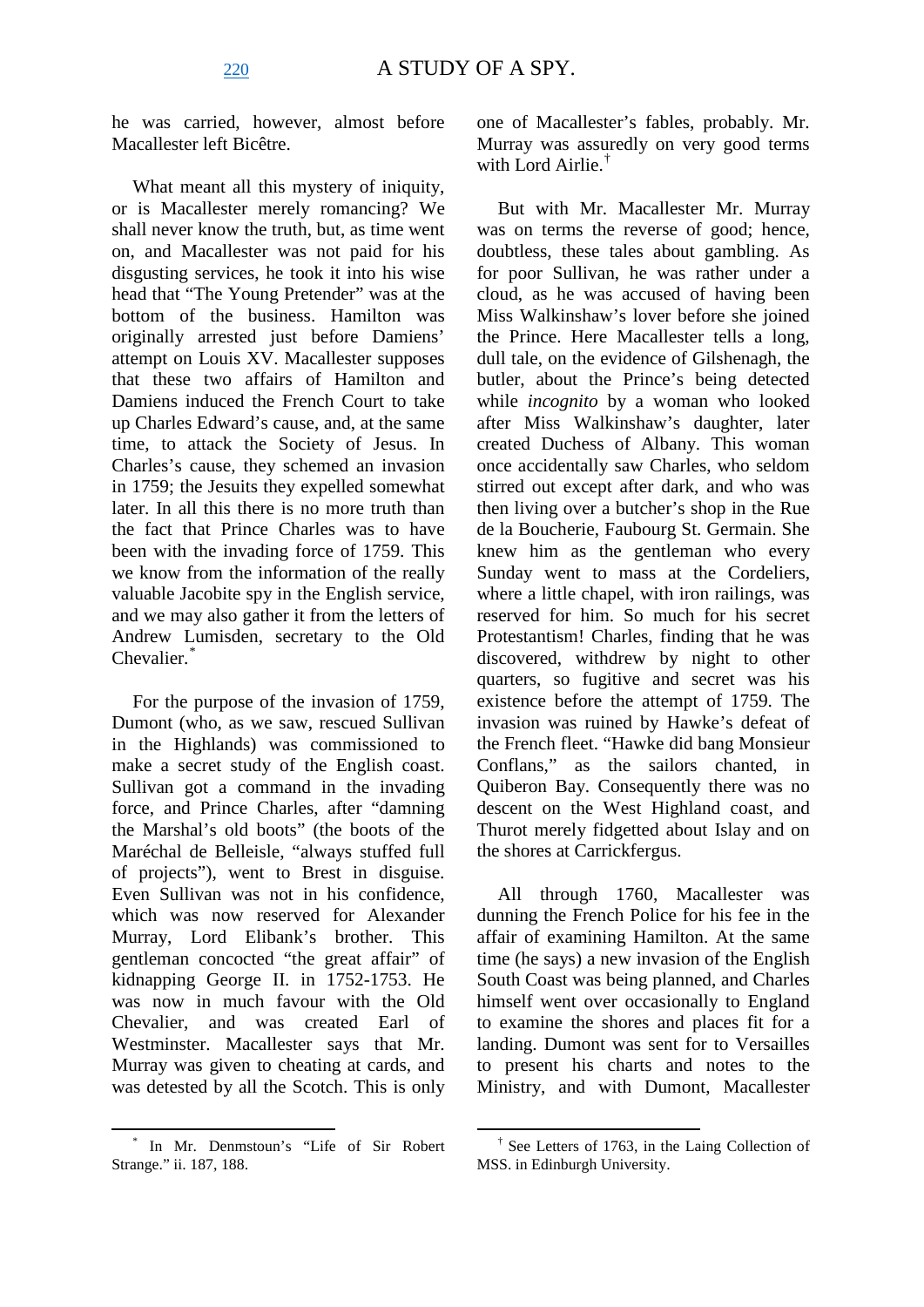he was carried, however, almost before Macallester left Bicêtre.

What meant all this mystery of iniquity, or is Macallester merely romancing? We shall never know the truth, but, as time went on, and Macallester was not paid for his disgusting services, he took it into his wise head that "The Young Pretender" was at the bottom of the business. Hamilton was originally arrested just before Damiens' attempt on Louis XV. Macallester supposes that these two affairs of Hamilton and Damiens induced the French Court to take up Charles Edward's cause, and, at the same time, to attack the Society of Jesus. In Charles's cause, they schemed an invasion in 1759; the Jesuits they expelled somewhat later. In all this there is no more truth than the fact that Prince Charles was to have been with the invading force of 1759. This we know from the information of the really valuable Jacobite spy in the English service, and we may also gather it from the letters of Andrew Lumisden, secretary to the Old Chevalier.*

For the purpose of the invasion of 1759, Dumont (who, as we saw, rescued Sullivan in the Highlands) was commissioned to make a secret study of the English coast. Sullivan got a command in the invading force, and Prince Charles, after "damning the Marshal's old boots" (the boots of the Maréchal de Belleisle, "always stuffed full of projects"), went to Brest in disguise. Even Sullivan was not in his confidence, which was now reserved for Alexander Murray, Lord Elibank's brother. This gentleman concocted "the great affair" of kidnapping George II. in 1752-1753. He was now in much favour with the Old Chevalier, and was created Earl of Westminster. Macallester says that Mr. Murray was given to cheating at cards, and was detested by all the Scotch. This is only one of Macallester's fables, probably. Mr. Murray was assuredly on very good terms with Lord Airlie.†

But with Mr. Macallester Mr. Murray was on terms the reverse of good; hence, doubtless, these tales about gambling. As for poor Sullivan, he was rather under a cloud, as he was accused of having been Miss Walkinshaw's lover before she joined the Prince. Here Macallester tells a long, dull tale, on the evidence of Gilshenagh, the butler, about the Prince's being detected while *incognito* by a woman who looked after Miss Walkinshaw's daughter, later created Duchess of Albany. This woman once accidentally saw Charles, who seldom stirred out except after dark, and who was then living over a butcher's shop in the Rue de la Boucherie, Faubourg St. Germain. She knew him as the gentleman who every Sunday went to mass at the Cordeliers, where a little chapel, with iron railings, was reserved for him. So much for his secret Protestantism! Charles, finding that he was discovered, withdrew by night to other quarters, so fugitive and secret was his existence before the attempt of 1759. The invasion was ruined by Hawke's defeat of the French fleet. "Hawke did bang Monsieur Conflans," as the sailors chanted, in Quiberon Bay. Consequently there was no descent on the West Highland coast, and Thurot merely fidgetted about Islay and on the shores at Carrickfergus.

All through 1760, Macallester was dunning the French Police for his fee in the affair of examining Hamilton. At the same time (he says) a new invasion of the English South Coast was being planned, and Charles himself went over occasionally to England to examine the shores and places fit for a landing. Dumont was sent for to Versailles to present his charts and notes to the Ministry, and with Dumont, Macallester

* In Mr. Denmstoun's "Life of Sir Robert Strange." ii. 187, 188.

† See Letters of 1763, in the Laing Collection of MSS. in Edinburgh University.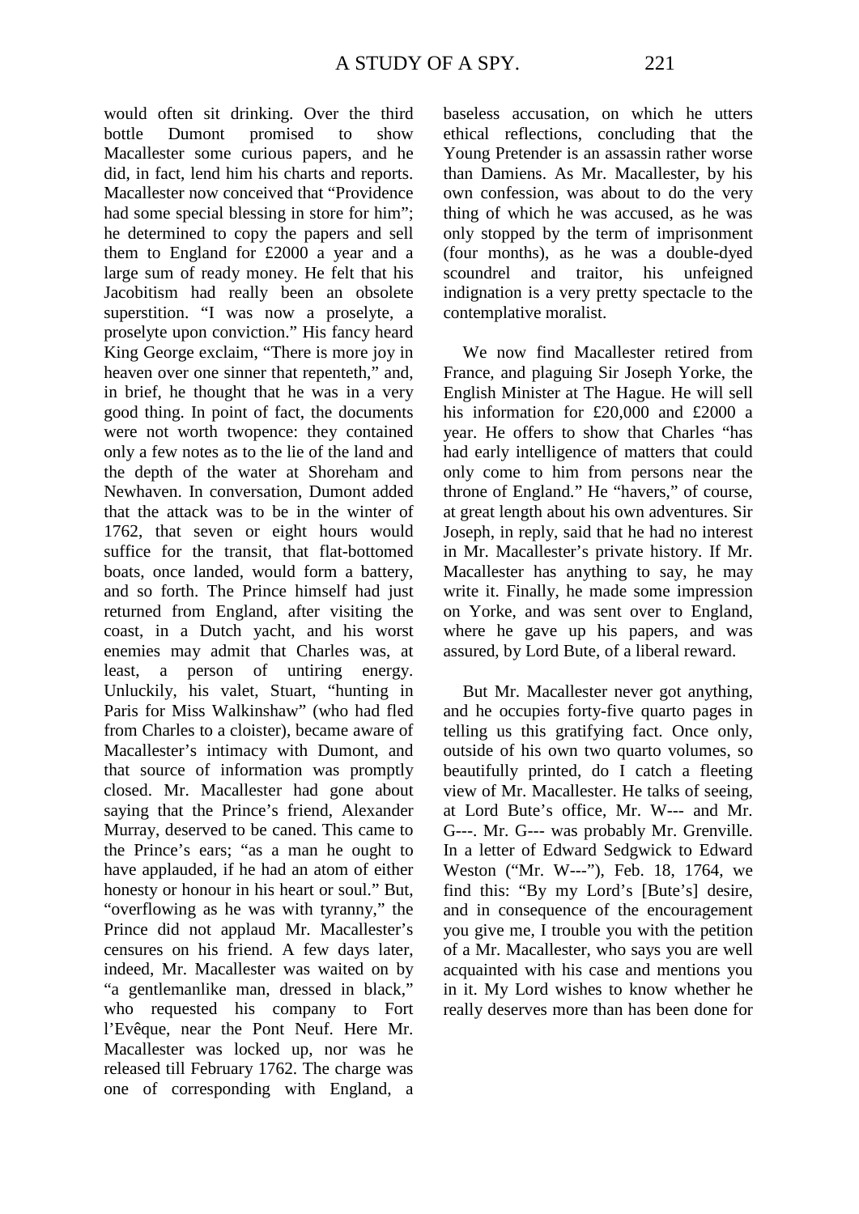would often sit drinking. Over the third bottle Dumont promised to show Macallester some curious papers, and he did, in fact, lend him his charts and reports. Macallester now conceived that "Providence had some special blessing in store for him"; he determined to copy the papers and sell them to England for £2000 a year and a large sum of ready money. He felt that his Jacobitism had really been an obsolete superstition. "I was now a proselyte, a proselyte upon conviction." His fancy heard King George exclaim, "There is more joy in heaven over one sinner that repenteth," and, in brief, he thought that he was in a very good thing. In point of fact, the documents were not worth twopence: they contained only a few notes as to the lie of the land and the depth of the water at Shoreham and Newhaven. In conversation, Dumont added that the attack was to be in the winter of 1762, that seven or eight hours would suffice for the transit, that flat-bottomed boats, once landed, would form a battery, and so forth. The Prince himself had just returned from England, after visiting the coast, in a Dutch yacht, and his worst enemies may admit that Charles was, at least, a person of untiring energy. Unluckily, his valet, Stuart, "hunting in Paris for Miss Walkinshaw" (who had fled from Charles to a cloister), became aware of Macallester's intimacy with Dumont, and that source of information was promptly closed. Mr. Macallester had gone about saying that the Prince's friend, Alexander Murray, deserved to be caned. This came to the Prince's ears; "as a man he ought to have applauded, if he had an atom of either honesty or honour in his heart or soul." But, "overflowing as he was with tyranny," the Prince did not applaud Mr. Macallester's censures on his friend. A few days later, indeed, Mr. Macallester was waited on by "a gentlemanlike man, dressed in black," who requested his company to Fort l'Evêque, near the Pont Neuf. Here Mr. Macallester was locked up, nor was he released till February 1762. The charge was one of corresponding with England, a baseless accusation, on which he utters ethical reflections, concluding that the Young Pretender is an assassin rather worse than Damiens. As Mr. Macallester, by his own confession, was about to do the very thing of which he was accused, as he was only stopped by the term of imprisonment (four months), as he was a double-dyed scoundrel and traitor, his unfeigned indignation is a very pretty spectacle to the contemplative moralist.

We now find Macallester retired from France, and plaguing Sir Joseph Yorke, the English Minister at The Hague. He will sell his information for £20,000 and £2000 a year. He offers to show that Charles "has had early intelligence of matters that could only come to him from persons near the throne of England." He "havers," of course, at great length about his own adventures. Sir Joseph, in reply, said that he had no interest in Mr. Macallester's private history. If Mr. Macallester has anything to say, he may write it. Finally, he made some impression on Yorke, and was sent over to England, where he gave up his papers, and was assured, by Lord Bute, of a liberal reward.

But Mr. Macallester never got anything, and he occupies forty-five quarto pages in telling us this gratifying fact. Once only, outside of his own two quarto volumes, so beautifully printed, do I catch a fleeting view of Mr. Macallester. He talks of seeing, at Lord Bute's office, Mr. W--- and Mr. G---. Mr. G--- was probably Mr. Grenville. In a letter of Edward Sedgwick to Edward Weston ("Mr. W---"), Feb. 18, 1764, we find this: "By my Lord's [Bute's] desire, and in consequence of the encouragement you give me, I trouble you with the petition of a Mr. Macallester, who says you are well acquainted with his case and mentions you in it. My Lord wishes to know whether he really deserves more than has been done for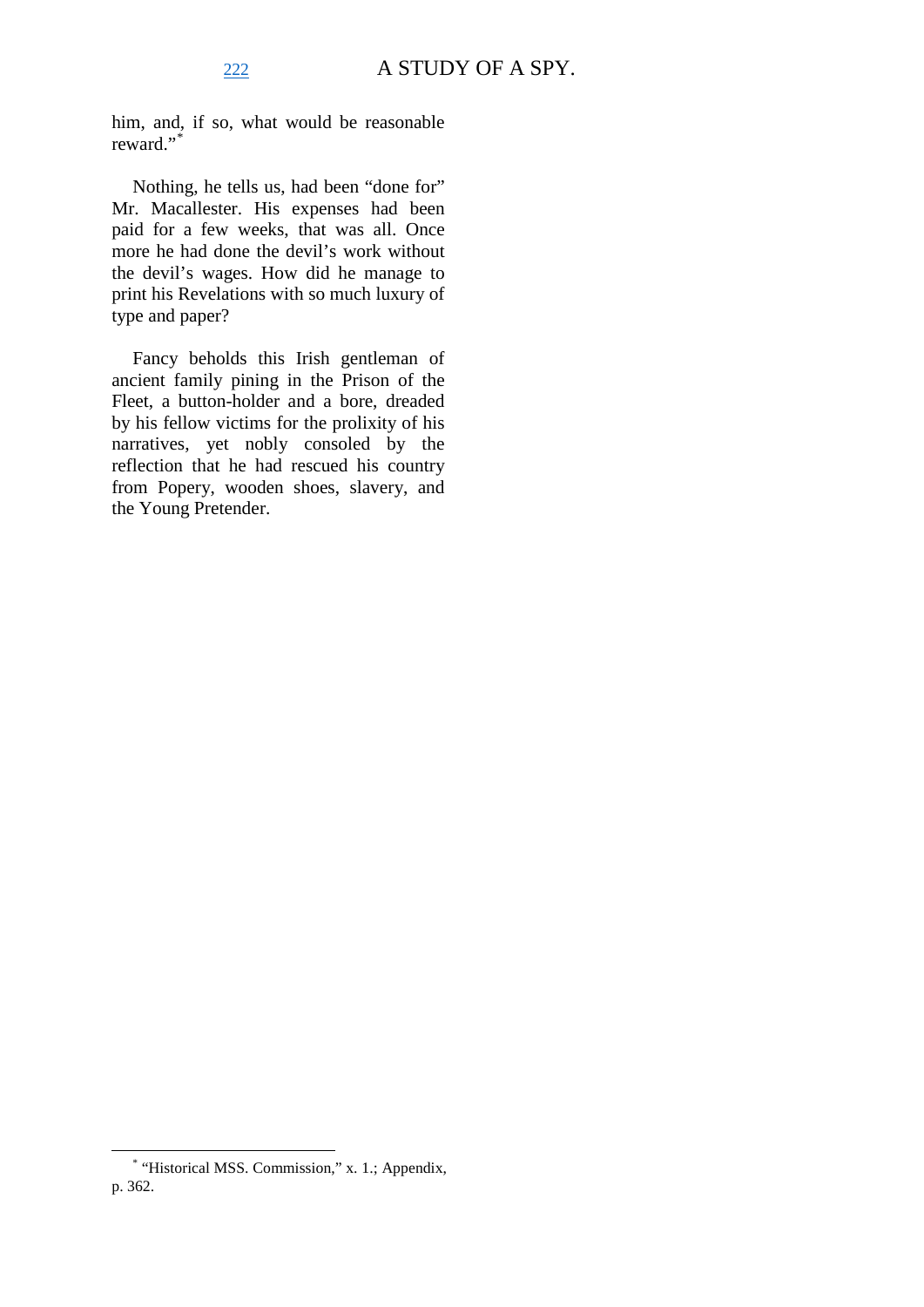him, and, if so, what would be reasonable reward."[*]

Nothing, he tells us, had been "done for" Mr. Macallester. His expenses had been paid for a few weeks, that was all. Once more he had done the devil's work without the devil's wages. How did he manage to print his Revelations with so much luxury of type and paper?

Fancy beholds this Irish gentleman of ancient family pining in the Prison of the Fleet, a button-holder and a bore, dreaded by his fellow victims for the prolixity of his narratives, yet nobly consoled by the reflection that he had rescued his country from Popery, wooden shoes, slavery, and the Young Pretender.

---

[*] "Historical MSS. Commission," x. 1.; Appendix, p. 362.